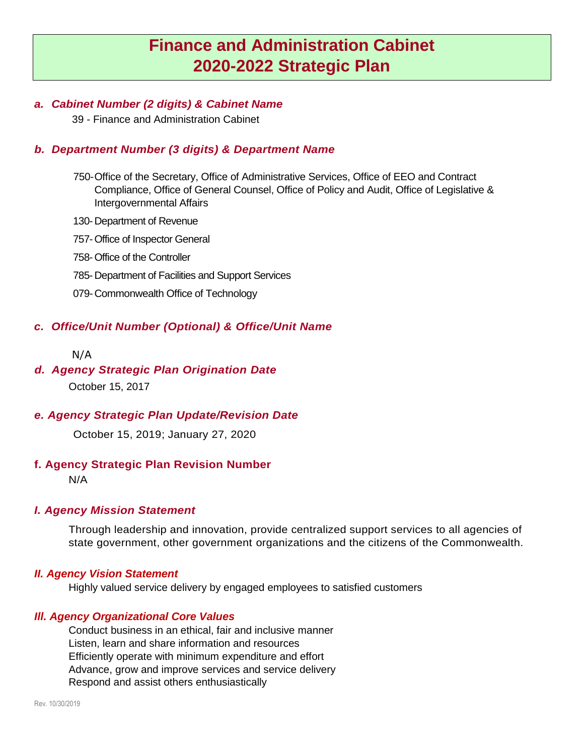# Finance and Administration Cabinet
# 2020-2022 Strategic Plan

### *a. Cabinet Number (2 digits) & Cabinet Name*

39 - Finance and Administration Cabinet

### *b. Department Number (3 digits) & Department Name*

750- Office of the Secretary, Office of Administrative Services, Office of EEO and Contract Compliance, Office of General Counsel, Office of Policy and Audit, Office of Legislative & Intergovernmental Affairs

130- Department of Revenue

757- Office of Inspector General

758- Office of the Controller

785- Department of Facilities and Support Services

079- Commonwealth Office of Technology

### *c. Office/Unit Number (Optional) & Office/Unit Name*

N/A

### *d. Agency Strategic Plan Origination Date*

October 15, 2017

### *e. Agency Strategic Plan Update/Revision Date*

October 15, 2019; January 27, 2020

### f. Agency Strategic Plan Revision Number

N/A

### *I. Agency Mission Statement*

Through leadership and innovation, provide centralized support services to all agencies of state government, other government organizations and the citizens of the Commonwealth.

### *II. Agency Vision Statement*

Highly valued service delivery by engaged employees to satisfied customers

### *III. Agency Organizational Core Values*

Conduct business in an ethical, fair and inclusive manner
Listen, learn and share information and resources
Efficiently operate with minimum expenditure and effort
Advance, grow and improve services and service delivery
Respond and assist others enthusiastically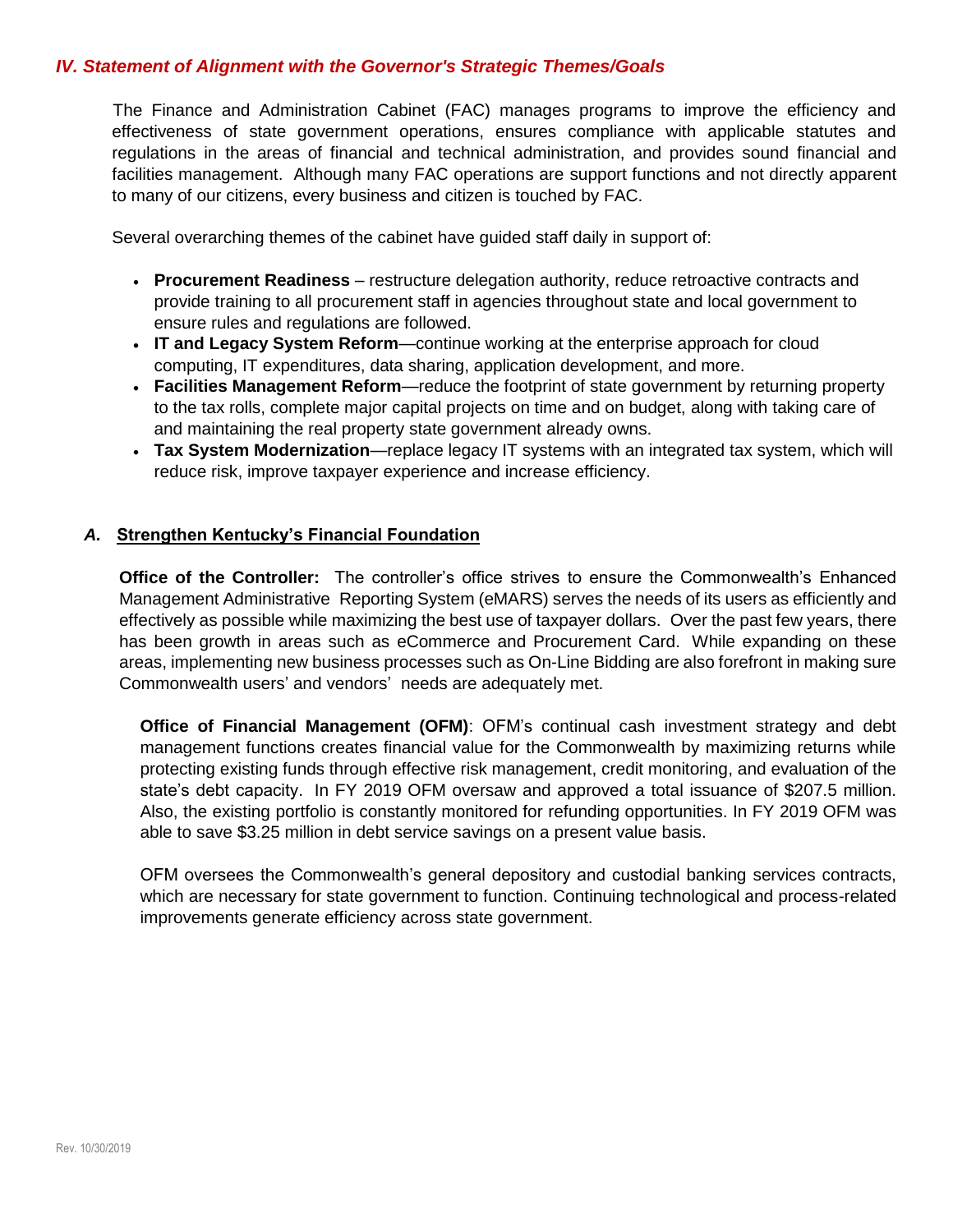## *IV. Statement of Alignment with the Governor's Strategic Themes/Goals*

The Finance and Administration Cabinet (FAC) manages programs to improve the efficiency and effectiveness of state government operations, ensures compliance with applicable statutes and regulations in the areas of financial and technical administration, and provides sound financial and facilities management. Although many FAC operations are support functions and not directly apparent to many of our citizens, every business and citizen is touched by FAC.

Several overarching themes of the cabinet have guided staff daily in support of:

- **Procurement Readiness** – restructure delegation authority, reduce retroactive contracts and provide training to all procurement staff in agencies throughout state and local government to ensure rules and regulations are followed.
- **IT and Legacy System Reform**—continue working at the enterprise approach for cloud computing, IT expenditures, data sharing, application development, and more.
- **Facilities Management Reform**—reduce the footprint of state government by returning property to the tax rolls, complete major capital projects on time and on budget, along with taking care of and maintaining the real property state government already owns.
- **Tax System Modernization**—replace legacy IT systems with an integrated tax system, which will reduce risk, improve taxpayer experience and increase efficiency.

### *A.* Strengthen Kentucky's Financial Foundation

**Office of the Controller:** The controller's office strives to ensure the Commonwealth's Enhanced Management Administrative Reporting System (eMARS) serves the needs of its users as efficiently and effectively as possible while maximizing the best use of taxpayer dollars. Over the past few years, there has been growth in areas such as eCommerce and Procurement Card. While expanding on these areas, implementing new business processes such as On-Line Bidding are also forefront in making sure Commonwealth users' and vendors' needs are adequately met.

**Office of Financial Management (OFM)**: OFM's continual cash investment strategy and debt management functions creates financial value for the Commonwealth by maximizing returns while protecting existing funds through effective risk management, credit monitoring, and evaluation of the state's debt capacity. In FY 2019 OFM oversaw and approved a total issuance of $207.5 million. Also, the existing portfolio is constantly monitored for refunding opportunities. In FY 2019 OFM was able to save $3.25 million in debt service savings on a present value basis.

OFM oversees the Commonwealth's general depository and custodial banking services contracts, which are necessary for state government to function. Continuing technological and process-related improvements generate efficiency across state government.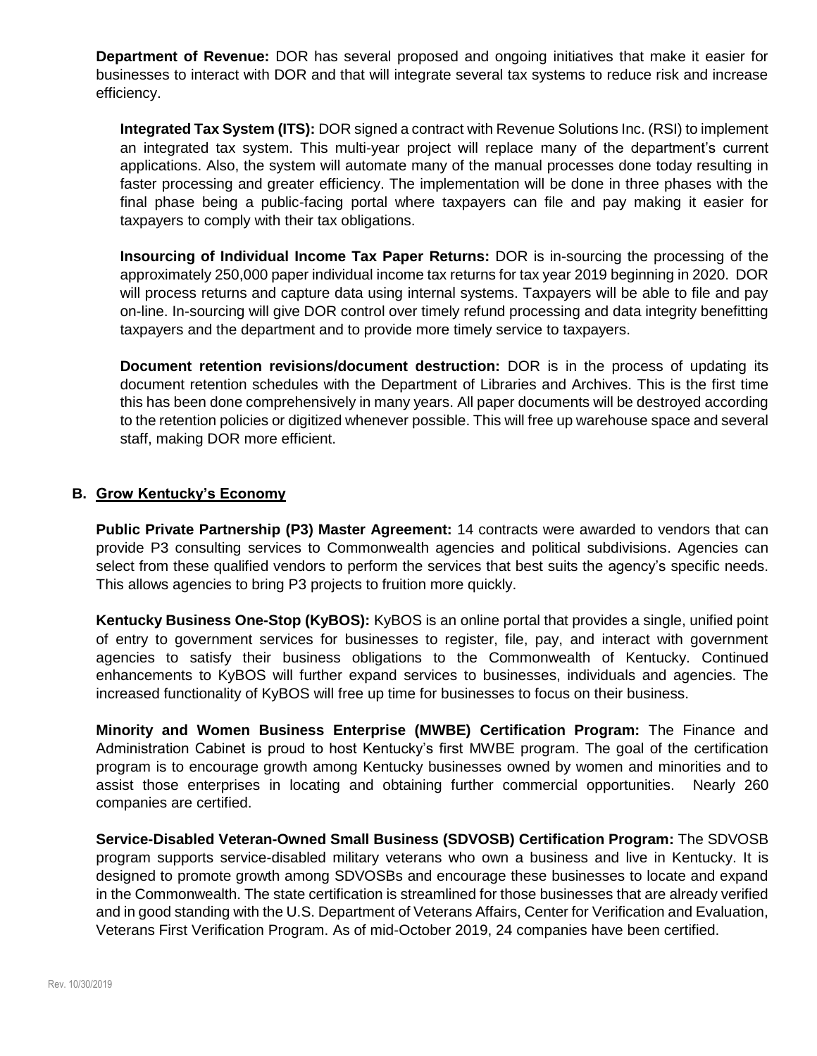**Department of Revenue:** DOR has several proposed and ongoing initiatives that make it easier for businesses to interact with DOR and that will integrate several tax systems to reduce risk and increase efficiency.

**Integrated Tax System (ITS):** DOR signed a contract with Revenue Solutions Inc. (RSI) to implement an integrated tax system. This multi-year project will replace many of the department's current applications. Also, the system will automate many of the manual processes done today resulting in faster processing and greater efficiency. The implementation will be done in three phases with the final phase being a public-facing portal where taxpayers can file and pay making it easier for taxpayers to comply with their tax obligations.

**Insourcing of Individual Income Tax Paper Returns:** DOR is in-sourcing the processing of the approximately 250,000 paper individual income tax returns for tax year 2019 beginning in 2020. DOR will process returns and capture data using internal systems. Taxpayers will be able to file and pay on-line. In-sourcing will give DOR control over timely refund processing and data integrity benefitting taxpayers and the department and to provide more timely service to taxpayers.

**Document retention revisions/document destruction:** DOR is in the process of updating its document retention schedules with the Department of Libraries and Archives. This is the first time this has been done comprehensively in many years. All paper documents will be destroyed according to the retention policies or digitized whenever possible. This will free up warehouse space and several staff, making DOR more efficient.

## B. Grow Kentucky's Economy

**Public Private Partnership (P3) Master Agreement:** 14 contracts were awarded to vendors that can provide P3 consulting services to Commonwealth agencies and political subdivisions. Agencies can select from these qualified vendors to perform the services that best suits the agency's specific needs. This allows agencies to bring P3 projects to fruition more quickly.

**Kentucky Business One-Stop (KyBOS):** KyBOS is an online portal that provides a single, unified point of entry to government services for businesses to register, file, pay, and interact with government agencies to satisfy their business obligations to the Commonwealth of Kentucky. Continued enhancements to KyBOS will further expand services to businesses, individuals and agencies. The increased functionality of KyBOS will free up time for businesses to focus on their business.

**Minority and Women Business Enterprise (MWBE) Certification Program:** The Finance and Administration Cabinet is proud to host Kentucky's first MWBE program. The goal of the certification program is to encourage growth among Kentucky businesses owned by women and minorities and to assist those enterprises in locating and obtaining further commercial opportunities. Nearly 260 companies are certified.

**Service-Disabled Veteran-Owned Small Business (SDVOSB) Certification Program:** The SDVOSB program supports service-disabled military veterans who own a business and live in Kentucky. It is designed to promote growth among SDVOSBs and encourage these businesses to locate and expand in the Commonwealth. The state certification is streamlined for those businesses that are already verified and in good standing with the U.S. Department of Veterans Affairs, Center for Verification and Evaluation, Veterans First Verification Program. As of mid-October 2019, 24 companies have been certified.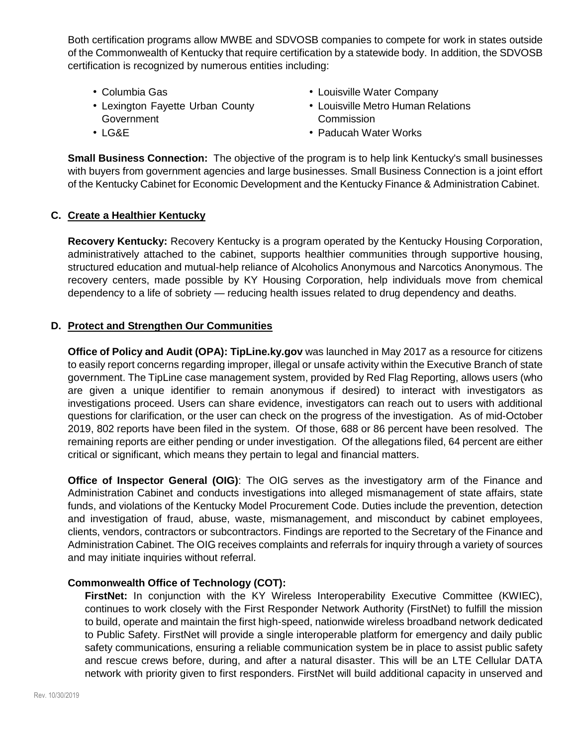Both certification programs allow MWBE and SDVOSB companies to compete for work in states outside of the Commonwealth of Kentucky that require certification by a statewide body. In addition, the SDVOSB certification is recognized by numerous entities including:

- Columbia Gas
- Lexington Fayette Urban County Government
- LG&E
- Louisville Water Company
- Louisville Metro Human Relations Commission
- Paducah Water Works

**Small Business Connection:** The objective of the program is to help link Kentucky's small businesses with buyers from government agencies and large businesses. Small Business Connection is a joint effort of the Kentucky Cabinet for Economic Development and the Kentucky Finance & Administration Cabinet.

### C. Create a Healthier Kentucky

**Recovery Kentucky:** Recovery Kentucky is a program operated by the Kentucky Housing Corporation, administratively attached to the cabinet, supports healthier communities through supportive housing, structured education and mutual-help reliance of Alcoholics Anonymous and Narcotics Anonymous. The recovery centers, made possible by KY Housing Corporation, help individuals move from chemical dependency to a life of sobriety — reducing health issues related to drug dependency and deaths.

### D. Protect and Strengthen Our Communities

**Office of Policy and Audit (OPA): TipLine.ky.gov** was launched in May 2017 as a resource for citizens to easily report concerns regarding improper, illegal or unsafe activity within the Executive Branch of state government. The TipLine case management system, provided by Red Flag Reporting, allows users (who are given a unique identifier to remain anonymous if desired) to interact with investigators as investigations proceed. Users can share evidence, investigators can reach out to users with additional questions for clarification, or the user can check on the progress of the investigation. As of mid-October 2019, 802 reports have been filed in the system. Of those, 688 or 86 percent have been resolved. The remaining reports are either pending or under investigation. Of the allegations filed, 64 percent are either critical or significant, which means they pertain to legal and financial matters.

**Office of Inspector General (OIG)**: The OIG serves as the investigatory arm of the Finance and Administration Cabinet and conducts investigations into alleged mismanagement of state affairs, state funds, and violations of the Kentucky Model Procurement Code. Duties include the prevention, detection and investigation of fraud, abuse, waste, mismanagement, and misconduct by cabinet employees, clients, vendors, contractors or subcontractors. Findings are reported to the Secretary of the Finance and Administration Cabinet. The OIG receives complaints and referrals for inquiry through a variety of sources and may initiate inquiries without referral.

**Commonwealth Office of Technology (COT):**

**FirstNet:** In conjunction with the KY Wireless Interoperability Executive Committee (KWIEC), continues to work closely with the First Responder Network Authority (FirstNet) to fulfill the mission to build, operate and maintain the first high-speed, nationwide wireless broadband network dedicated to Public Safety. FirstNet will provide a single interoperable platform for emergency and daily public safety communications, ensuring a reliable communication system be in place to assist public safety and rescue crews before, during, and after a natural disaster. This will be an LTE Cellular DATA network with priority given to first responders. FirstNet will build additional capacity in unserved and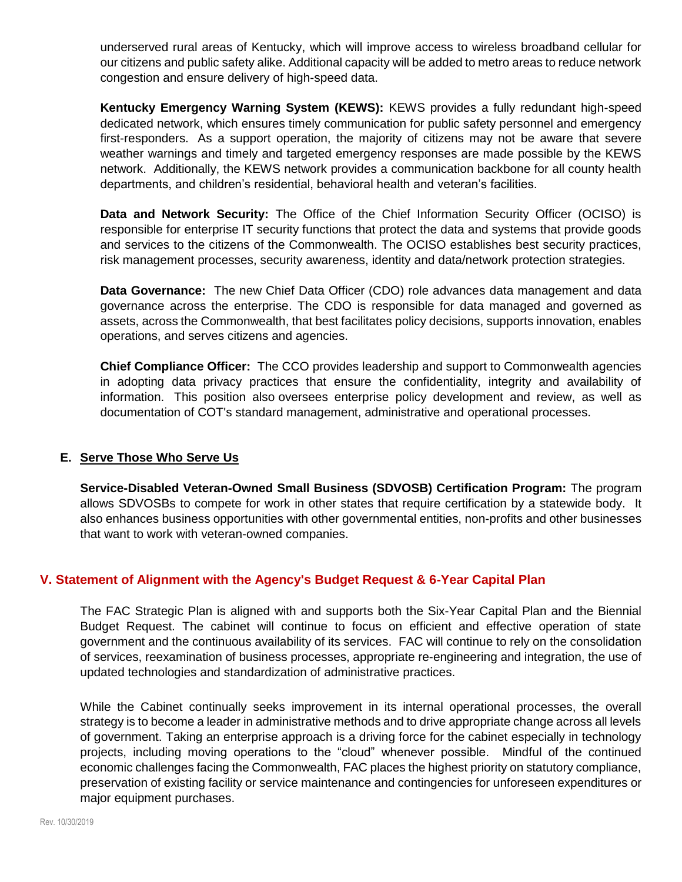underserved rural areas of Kentucky, which will improve access to wireless broadband cellular for our citizens and public safety alike. Additional capacity will be added to metro areas to reduce network congestion and ensure delivery of high-speed data.

**Kentucky Emergency Warning System (KEWS):** KEWS provides a fully redundant high-speed dedicated network, which ensures timely communication for public safety personnel and emergency first-responders. As a support operation, the majority of citizens may not be aware that severe weather warnings and timely and targeted emergency responses are made possible by the KEWS network. Additionally, the KEWS network provides a communication backbone for all county health departments, and children's residential, behavioral health and veteran's facilities.

**Data and Network Security:** The Office of the Chief Information Security Officer (OCISO) is responsible for enterprise IT security functions that protect the data and systems that provide goods and services to the citizens of the Commonwealth. The OCISO establishes best security practices, risk management processes, security awareness, identity and data/network protection strategies.

**Data Governance:** The new Chief Data Officer (CDO) role advances data management and data governance across the enterprise. The CDO is responsible for data managed and governed as assets, across the Commonwealth, that best facilitates policy decisions, supports innovation, enables operations, and serves citizens and agencies.

**Chief Compliance Officer:** The CCO provides leadership and support to Commonwealth agencies in adopting data privacy practices that ensure the confidentiality, integrity and availability of information. This position also oversees enterprise policy development and review, as well as documentation of COT's standard management, administrative and operational processes.

### E. Serve Those Who Serve Us

**Service-Disabled Veteran-Owned Small Business (SDVOSB) Certification Program:** The program allows SDVOSBs to compete for work in other states that require certification by a statewide body. It also enhances business opportunities with other governmental entities, non-profits and other businesses that want to work with veteran-owned companies.

## V. Statement of Alignment with the Agency's Budget Request & 6-Year Capital Plan

The FAC Strategic Plan is aligned with and supports both the Six-Year Capital Plan and the Biennial Budget Request. The cabinet will continue to focus on efficient and effective operation of state government and the continuous availability of its services. FAC will continue to rely on the consolidation of services, reexamination of business processes, appropriate re-engineering and integration, the use of updated technologies and standardization of administrative practices.

While the Cabinet continually seeks improvement in its internal operational processes, the overall strategy is to become a leader in administrative methods and to drive appropriate change across all levels of government. Taking an enterprise approach is a driving force for the cabinet especially in technology projects, including moving operations to the "cloud" whenever possible. Mindful of the continued economic challenges facing the Commonwealth, FAC places the highest priority on statutory compliance, preservation of existing facility or service maintenance and contingencies for unforeseen expenditures or major equipment purchases.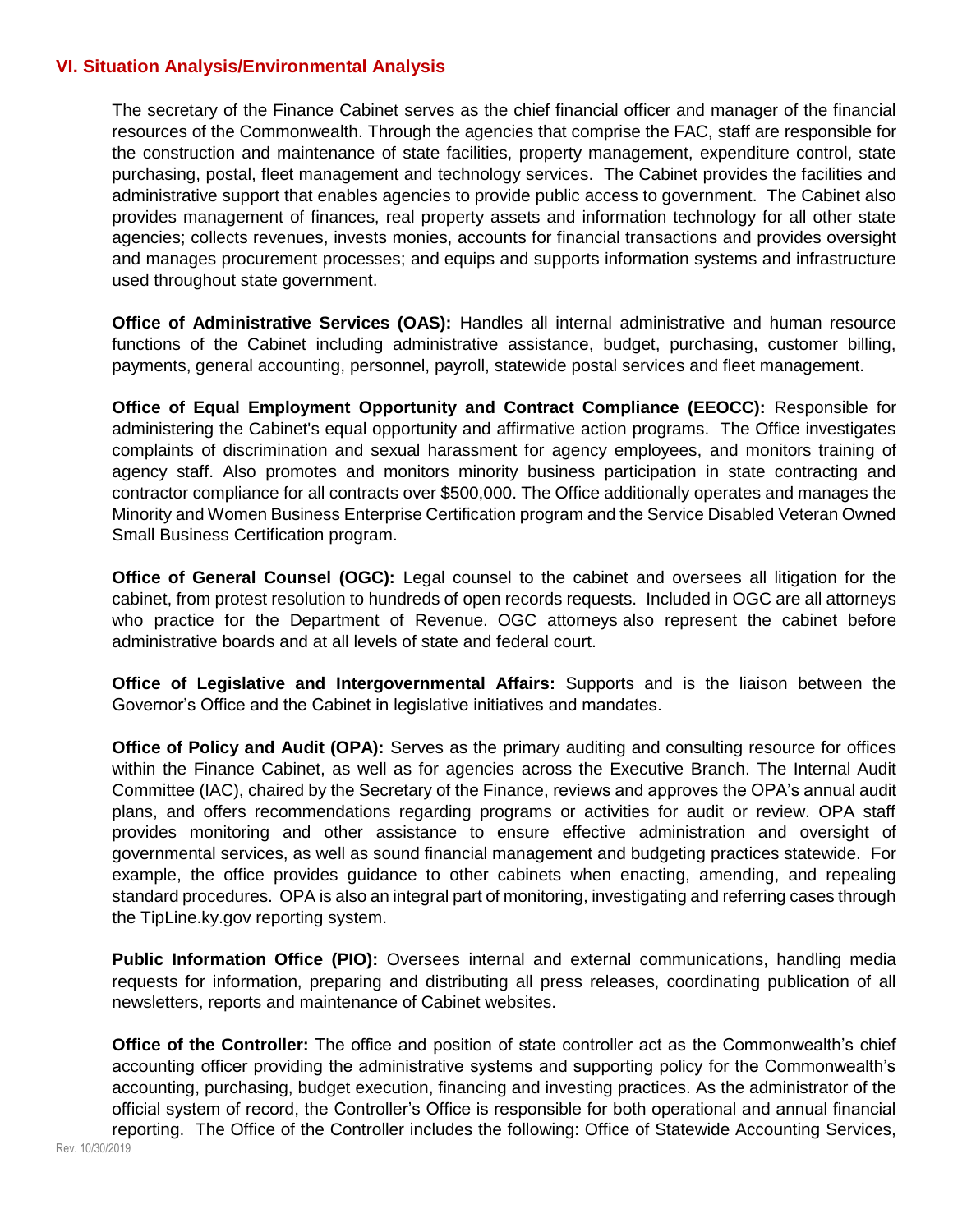## VI. Situation Analysis/Environmental Analysis

The secretary of the Finance Cabinet serves as the chief financial officer and manager of the financial resources of the Commonwealth. Through the agencies that comprise the FAC, staff are responsible for the construction and maintenance of state facilities, property management, expenditure control, state purchasing, postal, fleet management and technology services. The Cabinet provides the facilities and administrative support that enables agencies to provide public access to government. The Cabinet also provides management of finances, real property assets and information technology for all other state agencies; collects revenues, invests monies, accounts for financial transactions and provides oversight and manages procurement processes; and equips and supports information systems and infrastructure used throughout state government.

**Office of Administrative Services (OAS):** Handles all internal administrative and human resource functions of the Cabinet including administrative assistance, budget, purchasing, customer billing, payments, general accounting, personnel, payroll, statewide postal services and fleet management.

**Office of Equal Employment Opportunity and Contract Compliance (EEOCC):** Responsible for administering the Cabinet's equal opportunity and affirmative action programs. The Office investigates complaints of discrimination and sexual harassment for agency employees, and monitors training of agency staff. Also promotes and monitors minority business participation in state contracting and contractor compliance for all contracts over $500,000. The Office additionally operates and manages the Minority and Women Business Enterprise Certification program and the Service Disabled Veteran Owned Small Business Certification program.

**Office of General Counsel (OGC):** Legal counsel to the cabinet and oversees all litigation for the cabinet, from protest resolution to hundreds of open records requests. Included in OGC are all attorneys who practice for the Department of Revenue. OGC attorneys also represent the cabinet before administrative boards and at all levels of state and federal court.

**Office of Legislative and Intergovernmental Affairs:** Supports and is the liaison between the Governor's Office and the Cabinet in legislative initiatives and mandates.

**Office of Policy and Audit (OPA):** Serves as the primary auditing and consulting resource for offices within the Finance Cabinet, as well as for agencies across the Executive Branch. The Internal Audit Committee (IAC), chaired by the Secretary of the Finance, reviews and approves the OPA's annual audit plans, and offers recommendations regarding programs or activities for audit or review. OPA staff provides monitoring and other assistance to ensure effective administration and oversight of governmental services, as well as sound financial management and budgeting practices statewide. For example, the office provides guidance to other cabinets when enacting, amending, and repealing standard procedures. OPA is also an integral part of monitoring, investigating and referring cases through the TipLine.ky.gov reporting system.

**Public Information Office (PIO):** Oversees internal and external communications, handling media requests for information, preparing and distributing all press releases, coordinating publication of all newsletters, reports and maintenance of Cabinet websites.

**Office of the Controller:** The office and position of state controller act as the Commonwealth's chief accounting officer providing the administrative systems and supporting policy for the Commonwealth's accounting, purchasing, budget execution, financing and investing practices. As the administrator of the official system of record, the Controller's Office is responsible for both operational and annual financial reporting. The Office of the Controller includes the following: Office of Statewide Accounting Services,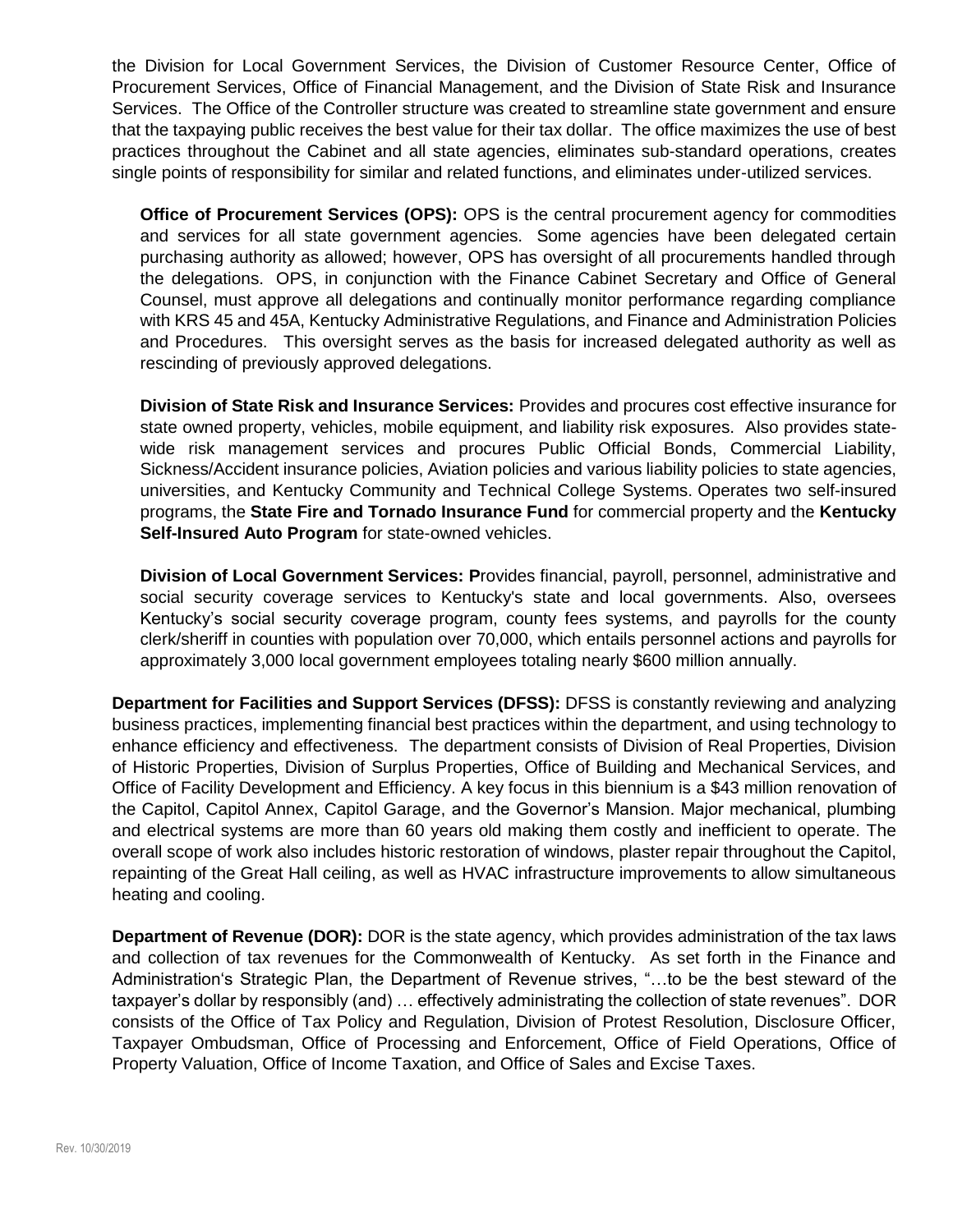the Division for Local Government Services, the Division of Customer Resource Center, Office of Procurement Services, Office of Financial Management, and the Division of State Risk and Insurance Services. The Office of the Controller structure was created to streamline state government and ensure that the taxpaying public receives the best value for their tax dollar. The office maximizes the use of best practices throughout the Cabinet and all state agencies, eliminates sub-standard operations, creates single points of responsibility for similar and related functions, and eliminates under-utilized services.

**Office of Procurement Services (OPS):** OPS is the central procurement agency for commodities and services for all state government agencies. Some agencies have been delegated certain purchasing authority as allowed; however, OPS has oversight of all procurements handled through the delegations. OPS, in conjunction with the Finance Cabinet Secretary and Office of General Counsel, must approve all delegations and continually monitor performance regarding compliance with KRS 45 and 45A, Kentucky Administrative Regulations, and Finance and Administration Policies and Procedures. This oversight serves as the basis for increased delegated authority as well as rescinding of previously approved delegations.

**Division of State Risk and Insurance Services:** Provides and procures cost effective insurance for state owned property, vehicles, mobile equipment, and liability risk exposures. Also provides state-wide risk management services and procures Public Official Bonds, Commercial Liability, Sickness/Accident insurance policies, Aviation policies and various liability policies to state agencies, universities, and Kentucky Community and Technical College Systems. Operates two self-insured programs, the **State Fire and Tornado Insurance Fund** for commercial property and the **Kentucky Self-Insured Auto Program** for state-owned vehicles.

**Division of Local Government Services: P**rovides financial, payroll, personnel, administrative and social security coverage services to Kentucky's state and local governments. Also, oversees Kentucky's social security coverage program, county fees systems, and payrolls for the county clerk/sheriff in counties with population over 70,000, which entails personnel actions and payrolls for approximately 3,000 local government employees totaling nearly $600 million annually.

**Department for Facilities and Support Services (DFSS):** DFSS is constantly reviewing and analyzing business practices, implementing financial best practices within the department, and using technology to enhance efficiency and effectiveness. The department consists of Division of Real Properties, Division of Historic Properties, Division of Surplus Properties, Office of Building and Mechanical Services, and Office of Facility Development and Efficiency. A key focus in this biennium is a $43 million renovation of the Capitol, Capitol Annex, Capitol Garage, and the Governor's Mansion. Major mechanical, plumbing and electrical systems are more than 60 years old making them costly and inefficient to operate. The overall scope of work also includes historic restoration of windows, plaster repair throughout the Capitol, repainting of the Great Hall ceiling, as well as HVAC infrastructure improvements to allow simultaneous heating and cooling.

**Department of Revenue (DOR):** DOR is the state agency, which provides administration of the tax laws and collection of tax revenues for the Commonwealth of Kentucky. As set forth in the Finance and Administration's Strategic Plan, the Department of Revenue strives, "…to be the best steward of the taxpayer's dollar by responsibly (and) … effectively administrating the collection of state revenues". DOR consists of the Office of Tax Policy and Regulation, Division of Protest Resolution, Disclosure Officer, Taxpayer Ombudsman, Office of Processing and Enforcement, Office of Field Operations, Office of Property Valuation, Office of Income Taxation, and Office of Sales and Excise Taxes.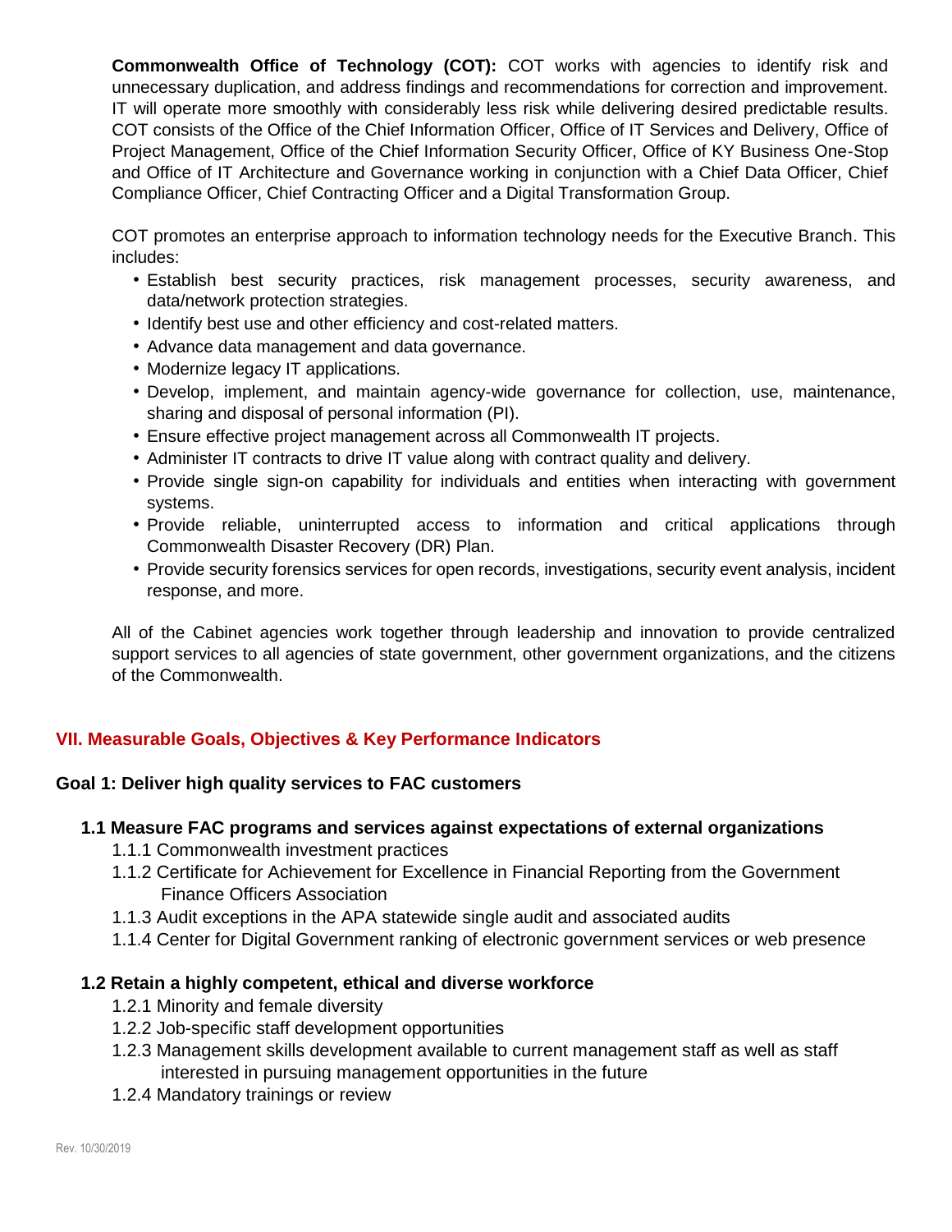**Commonwealth Office of Technology (COT):** COT works with agencies to identify risk and unnecessary duplication, and address findings and recommendations for correction and improvement. IT will operate more smoothly with considerably less risk while delivering desired predictable results. COT consists of the Office of the Chief Information Officer, Office of IT Services and Delivery, Office of Project Management, Office of the Chief Information Security Officer, Office of KY Business One-Stop and Office of IT Architecture and Governance working in conjunction with a Chief Data Officer, Chief Compliance Officer, Chief Contracting Officer and a Digital Transformation Group.

COT promotes an enterprise approach to information technology needs for the Executive Branch. This includes:

- Establish best security practices, risk management processes, security awareness, and data/network protection strategies.
- Identify best use and other efficiency and cost-related matters.
- Advance data management and data governance.
- Modernize legacy IT applications.
- Develop, implement, and maintain agency-wide governance for collection, use, maintenance, sharing and disposal of personal information (PI).
- Ensure effective project management across all Commonwealth IT projects.
- Administer IT contracts to drive IT value along with contract quality and delivery.
- Provide single sign-on capability for individuals and entities when interacting with government systems.
- Provide reliable, uninterrupted access to information and critical applications through Commonwealth Disaster Recovery (DR) Plan.
- Provide security forensics services for open records, investigations, security event analysis, incident response, and more.

All of the Cabinet agencies work together through leadership and innovation to provide centralized support services to all agencies of state government, other government organizations, and the citizens of the Commonwealth.

## VII. Measurable Goals, Objectives & Key Performance Indicators

### Goal 1: Deliver high quality services to FAC customers

#### 1.1 Measure FAC programs and services against expectations of external organizations

1.1.1 Commonwealth investment practices

1.1.2 Certificate for Achievement for Excellence in Financial Reporting from the Government Finance Officers Association

1.1.3 Audit exceptions in the APA statewide single audit and associated audits

1.1.4 Center for Digital Government ranking of electronic government services or web presence

#### 1.2 Retain a highly competent, ethical and diverse workforce

1.2.1 Minority and female diversity

1.2.2 Job-specific staff development opportunities

1.2.3 Management skills development available to current management staff as well as staff interested in pursuing management opportunities in the future

1.2.4 Mandatory trainings or review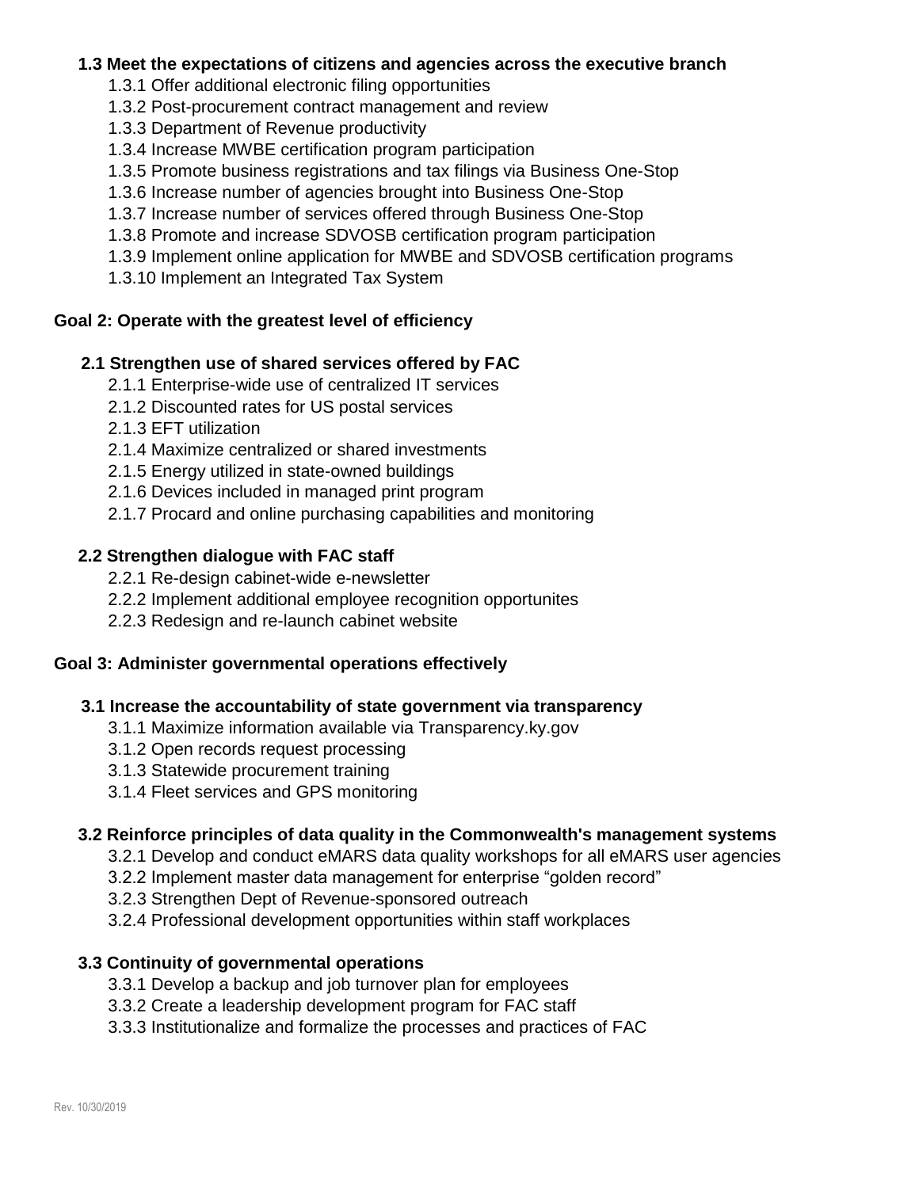**1.3 Meet the expectations of citizens and agencies across the executive branch**

- 1.3.1 Offer additional electronic filing opportunities
- 1.3.2 Post-procurement contract management and review
- 1.3.3 Department of Revenue productivity
- 1.3.4 Increase MWBE certification program participation
- 1.3.5 Promote business registrations and tax filings via Business One-Stop
- 1.3.6 Increase number of agencies brought into Business One-Stop
- 1.3.7 Increase number of services offered through Business One-Stop
- 1.3.8 Promote and increase SDVOSB certification program participation
- 1.3.9 Implement online application for MWBE and SDVOSB certification programs
- 1.3.10 Implement an Integrated Tax System

## Goal 2: Operate with the greatest level of efficiency

**2.1 Strengthen use of shared services offered by FAC**

- 2.1.1 Enterprise-wide use of centralized IT services
- 2.1.2 Discounted rates for US postal services
- 2.1.3 EFT utilization
- 2.1.4 Maximize centralized or shared investments
- 2.1.5 Energy utilized in state-owned buildings
- 2.1.6 Devices included in managed print program
- 2.1.7 Procard and online purchasing capabilities and monitoring

**2.2 Strengthen dialogue with FAC staff**

- 2.2.1 Re-design cabinet-wide e-newsletter
- 2.2.2 Implement additional employee recognition opportunites
- 2.2.3 Redesign and re-launch cabinet website

## Goal 3: Administer governmental operations effectively

**3.1 Increase the accountability of state government via transparency**

- 3.1.1 Maximize information available via Transparency.ky.gov
- 3.1.2 Open records request processing
- 3.1.3 Statewide procurement training
- 3.1.4 Fleet services and GPS monitoring

**3.2 Reinforce principles of data quality in the Commonwealth's management systems**

- 3.2.1 Develop and conduct eMARS data quality workshops for all eMARS user agencies
- 3.2.2 Implement master data management for enterprise "golden record"
- 3.2.3 Strengthen Dept of Revenue-sponsored outreach
- 3.2.4 Professional development opportunities within staff workplaces

**3.3 Continuity of governmental operations**

- 3.3.1 Develop a backup and job turnover plan for employees
- 3.3.2 Create a leadership development program for FAC staff
- 3.3.3 Institutionalize and formalize the processes and practices of FAC

Rev. 10/30/2019